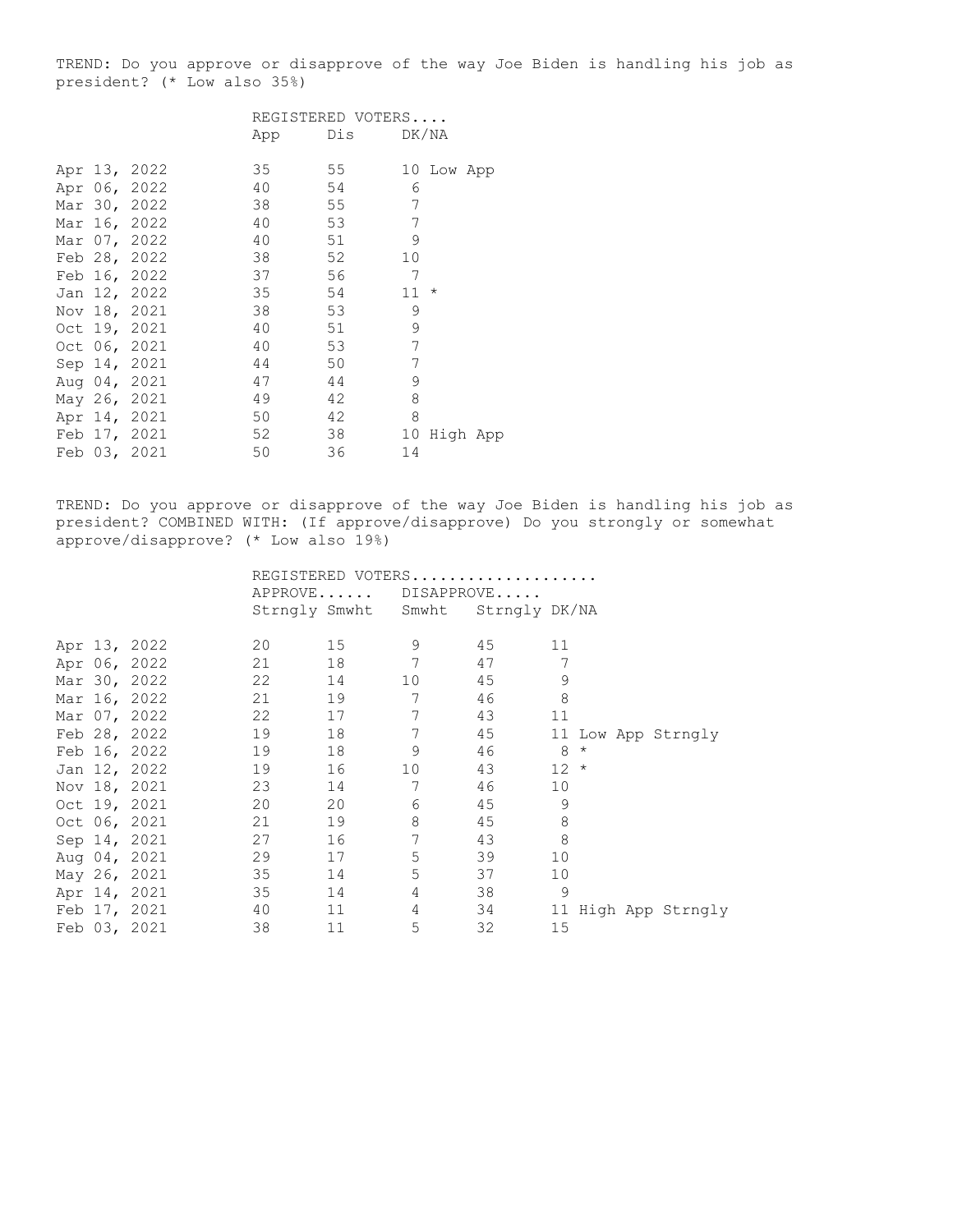TREND: Do you approve or disapprove of the way Joe Biden is handling his job as president? (* Low also 35%)

| | REGISTERED VOTERS.... | | | |
|---|---|---|---|---|
| | App | Dis | DK/NA | |
| Apr 13, 2022 | 35 | 55 | 10 | Low App |
| Apr 06, 2022 | 40 | 54 | 6 | |
| Mar 30, 2022 | 38 | 55 | 7 | |
| Mar 16, 2022 | 40 | 53 | 7 | |
| Mar 07, 2022 | 40 | 51 | 9 | |
| Feb 28, 2022 | 38 | 52 | 10 | |
| Feb 16, 2022 | 37 | 56 | 7 | |
| Jan 12, 2022 | 35 | 54 | 11 | * |
| Nov 18, 2021 | 38 | 53 | 9 | |
| Oct 19, 2021 | 40 | 51 | 9 | |
| Oct 06, 2021 | 40 | 53 | 7 | |
| Sep 14, 2021 | 44 | 50 | 7 | |
| Aug 04, 2021 | 47 | 44 | 9 | |
| May 26, 2021 | 49 | 42 | 8 | |
| Apr 14, 2021 | 50 | 42 | 8 | |
| Feb 17, 2021 | 52 | 38 | 10 | High App |
| Feb 03, 2021 | 50 | 36 | 14 | |

TREND: Do you approve or disapprove of the way Joe Biden is handling his job as president? COMBINED WITH: (If approve/disapprove) Do you strongly or somewhat approve/disapprove? (* Low also 19%)

| | REGISTERED VOTERS.................... | | | | | |
|---|---|---|---|---|---|---|
| | APPROVE...... | | DISAPPROVE..... | | | |
| | Strngly | Smwht | Smwht | Strngly | DK/NA | |
| Apr 13, 2022 | 20 | 15 | 9 | 45 | 11 | |
| Apr 06, 2022 | 21 | 18 | 7 | 47 | 7 | |
| Mar 30, 2022 | 22 | 14 | 10 | 45 | 9 | |
| Mar 16, 2022 | 21 | 19 | 7 | 46 | 8 | |
| Mar 07, 2022 | 22 | 17 | 7 | 43 | 11 | |
| Feb 28, 2022 | 19 | 18 | 7 | 45 | 11 | Low App Strngly |
| Feb 16, 2022 | 19 | 18 | 9 | 46 | 8 | * |
| Jan 12, 2022 | 19 | 16 | 10 | 43 | 12 | * |
| Nov 18, 2021 | 23 | 14 | 7 | 46 | 10 | |
| Oct 19, 2021 | 20 | 20 | 6 | 45 | 9 | |
| Oct 06, 2021 | 21 | 19 | 8 | 45 | 8 | |
| Sep 14, 2021 | 27 | 16 | 7 | 43 | 8 | |
| Aug 04, 2021 | 29 | 17 | 5 | 39 | 10 | |
| May 26, 2021 | 35 | 14 | 5 | 37 | 10 | |
| Apr 14, 2021 | 35 | 14 | 4 | 38 | 9 | |
| Feb 17, 2021 | 40 | 11 | 4 | 34 | 11 | High App Strngly |
| Feb 03, 2021 | 38 | 11 | 5 | 32 | 15 | |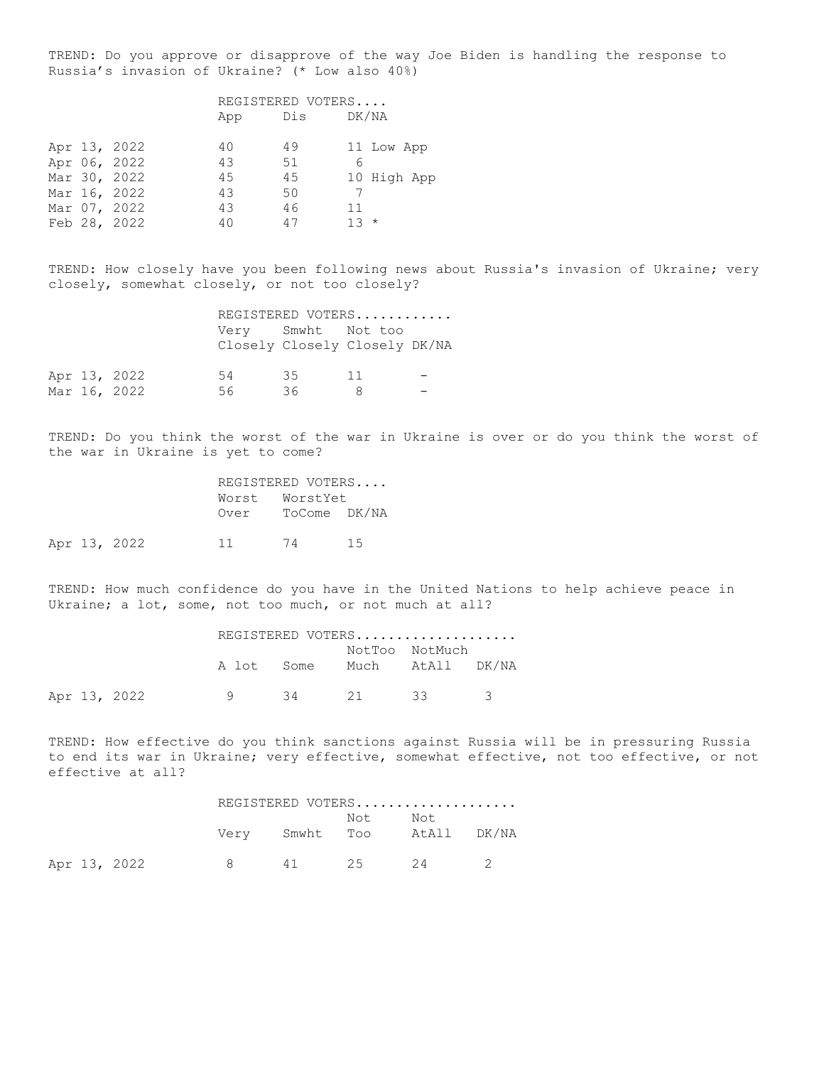TREND: Do you approve or disapprove of the way Joe Biden is handling the response to Russia's invasion of Ukraine? (* Low also 40%)

| | REGISTERED VOTERS.... | | | |
|---|---|---|---|---|
| | App | Dis | DK/NA | |
| Apr 13, 2022 | 40 | 49 | 11 | Low App |
| Apr 06, 2022 | 43 | 51 | 6 | |
| Mar 30, 2022 | 45 | 45 | 10 | High App |
| Mar 16, 2022 | 43 | 50 | 7 | |
| Mar 07, 2022 | 43 | 46 | 11 | |
| Feb 28, 2022 | 40 | 47 | 13 | * |

TREND: How closely have you been following news about Russia's invasion of Ukraine; very closely, somewhat closely, or not too closely?

| | REGISTERED VOTERS........... | | | |
|---|---|---|---|---|
| | Very Closely | Smwht Closely | Not too Closely | DK/NA |
| Apr 13, 2022 | 54 | 35 | 11 | - |
| Mar 16, 2022 | 56 | 36 | 8 | - |

TREND: Do you think the worst of the war in Ukraine is over or do you think the worst of the war in Ukraine is yet to come?

| | REGISTERED VOTERS.... | | |
|---|---|---|---|
| | Worst Over | WorstYet ToCome | DK/NA |
| Apr 13, 2022 | 11 | 74 | 15 |

TREND: How much confidence do you have in the United Nations to help achieve peace in Ukraine; a lot, some, not too much, or not much at all?

| | REGISTERED VOTERS.................... | | | | |
|---|---|---|---|---|---|
| | A lot | Some | NotToo Much | NotMuch AtAll | DK/NA |
| Apr 13, 2022 | 9 | 34 | 21 | 33 | 3 |

TREND: How effective do you think sanctions against Russia will be in pressuring Russia to end its war in Ukraine; very effective, somewhat effective, not too effective, or not effective at all?

| | REGISTERED VOTERS.................... | | | | |
|---|---|---|---|---|---|
| | Very | Smwht | Not Too | Not AtAll | DK/NA |
| Apr 13, 2022 | 8 | 41 | 25 | 24 | 2 |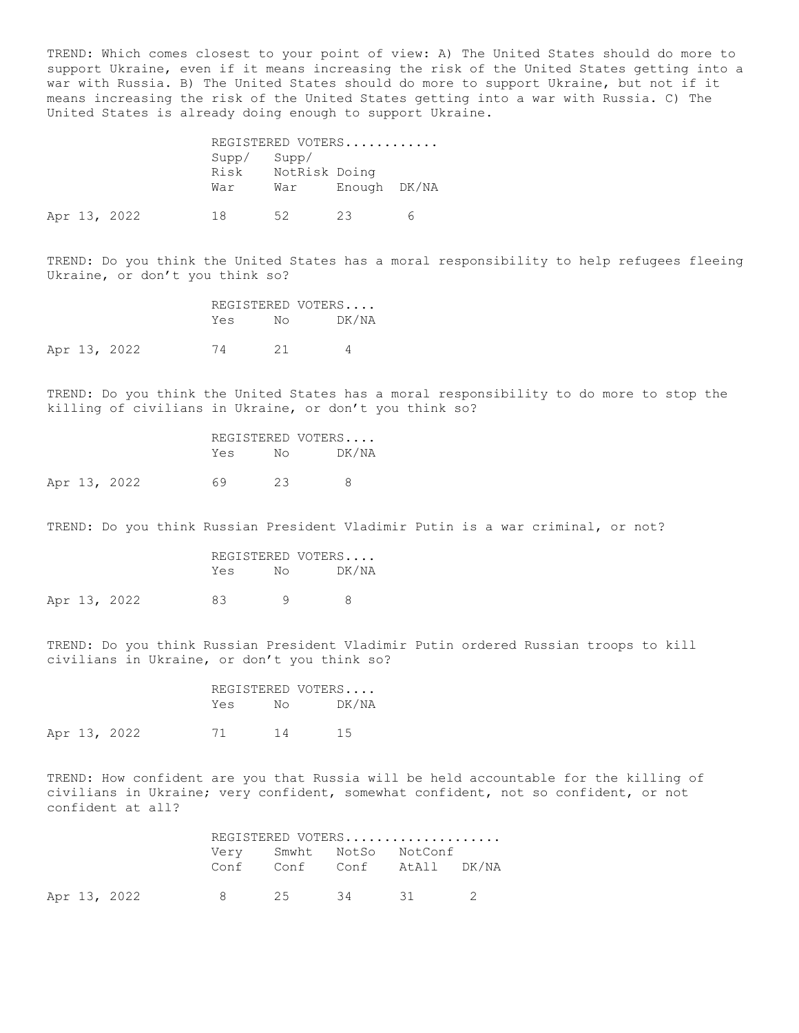TREND: Which comes closest to your point of view: A) The United States should do more to support Ukraine, even if it means increasing the risk of the United States getting into a war with Russia. B) The United States should do more to support Ukraine, but not if it means increasing the risk of the United States getting into a war with Russia. C) The United States is already doing enough to support Ukraine.

| | REGISTERED VOTERS | | | |
|---|---|---|---|---|
| | Supp/ Risk War | Supp/ NotRisk War | Doing Enough | DK/NA |
| Apr 13, 2022 | 18 | 52 | 23 | 6 |

TREND: Do you think the United States has a moral responsibility to help refugees fleeing Ukraine, or don't you think so?

| | REGISTERED VOTERS | | |
|---|---|---|---|
| | Yes | No | DK/NA |
| Apr 13, 2022 | 74 | 21 | 4 |

TREND: Do you think the United States has a moral responsibility to do more to stop the killing of civilians in Ukraine, or don't you think so?

| | REGISTERED VOTERS | | |
|---|---|---|---|
| | Yes | No | DK/NA |
| Apr 13, 2022 | 69 | 23 | 8 |

TREND: Do you think Russian President Vladimir Putin is a war criminal, or not?

| | REGISTERED VOTERS | | |
|---|---|---|---|
| | Yes | No | DK/NA |
| Apr 13, 2022 | 83 | 9 | 8 |

TREND: Do you think Russian President Vladimir Putin ordered Russian troops to kill civilians in Ukraine, or don't you think so?

| | REGISTERED VOTERS | | |
|---|---|---|---|
| | Yes | No | DK/NA |
| Apr 13, 2022 | 71 | 14 | 15 |

TREND: How confident are you that Russia will be held accountable for the killing of civilians in Ukraine; very confident, somewhat confident, not so confident, or not confident at all?

| | REGISTERED VOTERS | | | | |
|---|---|---|---|---|---|
| | Very Conf | Smwht Conf | NotSo Conf | NotConf AtAll | DK/NA |
| Apr 13, 2022 | 8 | 25 | 34 | 31 | 2 |